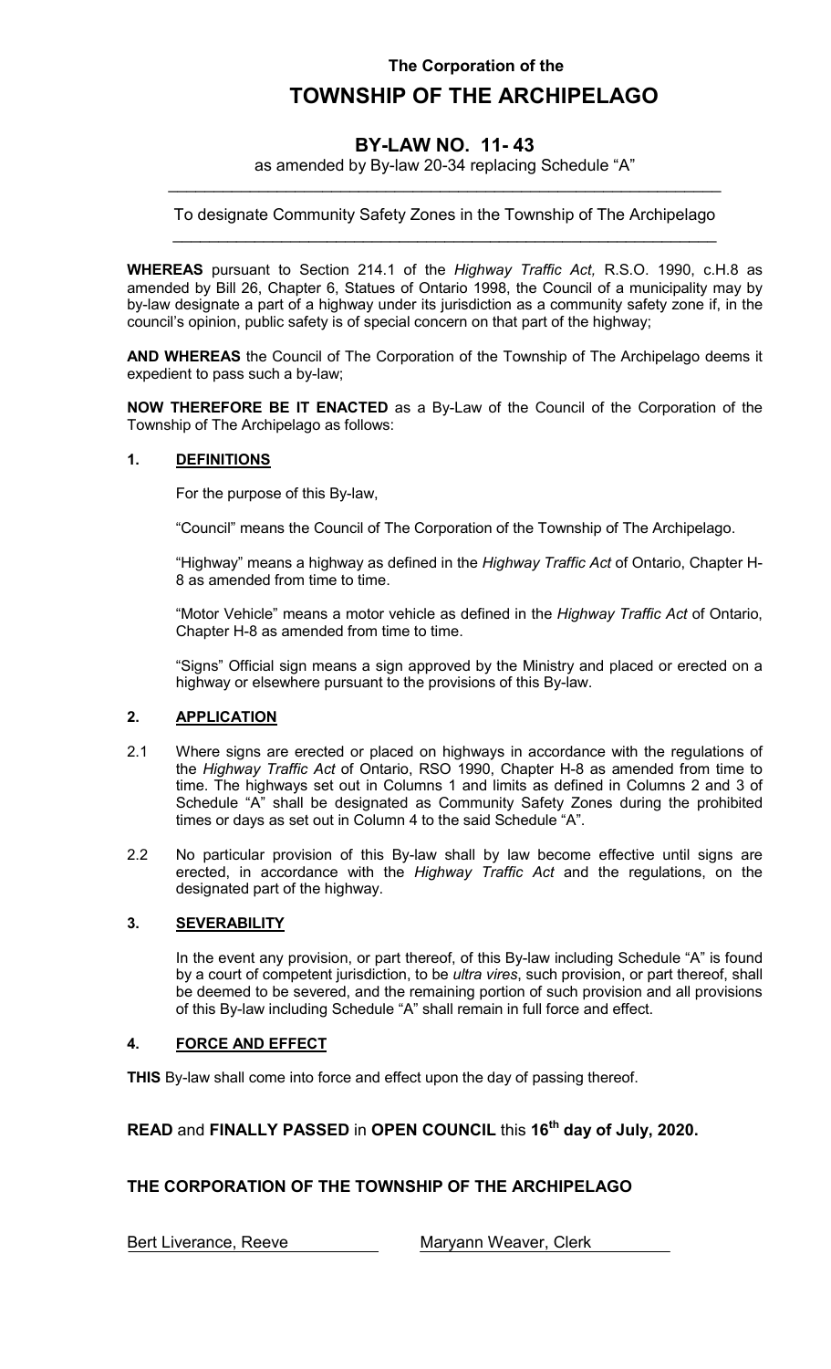The Corporation of the

# TOWNSHIP OF THE ARCHIPELAGO

## BY-LAW NO. 11- 43

as amended by By-law 20-34 replacing Schedule "A"

To designate Community Safety Zones in the Township of The Archipelago

**WHEREAS** pursuant to Section 214.1 of the *Highway Traffic Act,* R.S.O. 1990, c.H.8 as amended by Bill 26, Chapter 6, Statues of Ontario 1998, the Council of a municipality may by by-law designate a part of a highway under its jurisdiction as a community safety zone if, in the council's opinion, public safety is of special concern on that part of the highway;

**AND WHEREAS** the Council of The Corporation of the Township of The Archipelago deems it expedient to pass such a by-law;

**NOW THEREFORE BE IT ENACTED** as a By-Law of the Council of the Corporation of the Township of The Archipelago as follows:

### 1. DEFINITIONS

For the purpose of this By-law,

"Council" means the Council of The Corporation of the Township of The Archipelago.

"Highway" means a highway as defined in the *Highway Traffic Act* of Ontario, Chapter H-8 as amended from time to time.

"Motor Vehicle" means a motor vehicle as defined in the *Highway Traffic Act* of Ontario, Chapter H-8 as amended from time to time.

"Signs" Official sign means a sign approved by the Ministry and placed or erected on a highway or elsewhere pursuant to the provisions of this By-law.

### 2. APPLICATION

2.1 Where signs are erected or placed on highways in accordance with the regulations of the *Highway Traffic Act* of Ontario, RSO 1990, Chapter H-8 as amended from time to time. The highways set out in Columns 1 and limits as defined in Columns 2 and 3 of Schedule "A" shall be designated as Community Safety Zones during the prohibited times or days as set out in Column 4 to the said Schedule "A".

2.2 No particular provision of this By-law shall by law become effective until signs are erected, in accordance with the *Highway Traffic Act* and the regulations, on the designated part of the highway.

### 3. SEVERABILITY

In the event any provision, or part thereof, of this By-law including Schedule "A" is found by a court of competent jurisdiction, to be *ultra vires*, such provision, or part thereof, shall be deemed to be severed, and the remaining portion of such provision and all provisions of this By-law including Schedule "A" shall remain in full force and effect.

### 4. FORCE AND EFFECT

**THIS** By-law shall come into force and effect upon the day of passing thereof.

**READ** and **FINALLY PASSED** in **OPEN COUNCIL** this **16th day of July, 2020.**

**THE CORPORATION OF THE TOWNSHIP OF THE ARCHIPELAGO**

Bert Liverance, Reeve

Maryann Weaver, Clerk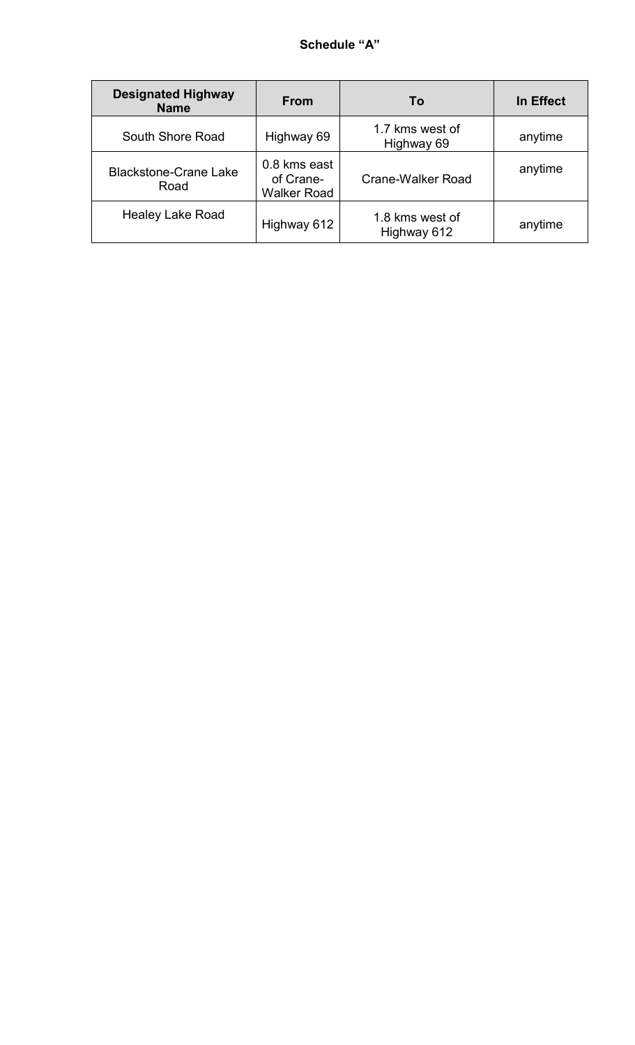**Schedule "A"**

| Designated Highway Name | From | To | In Effect |
|---|---|---|---|
| South Shore Road | Highway 69 | 1.7 kms west of Highway 69 | anytime |
| Blackstone-Crane Lake Road | 0.8 kms east of Crane-Walker Road | Crane-Walker Road | anytime |
| Healey Lake Road | Highway 612 | 1.8 kms west of Highway 612 | anytime |